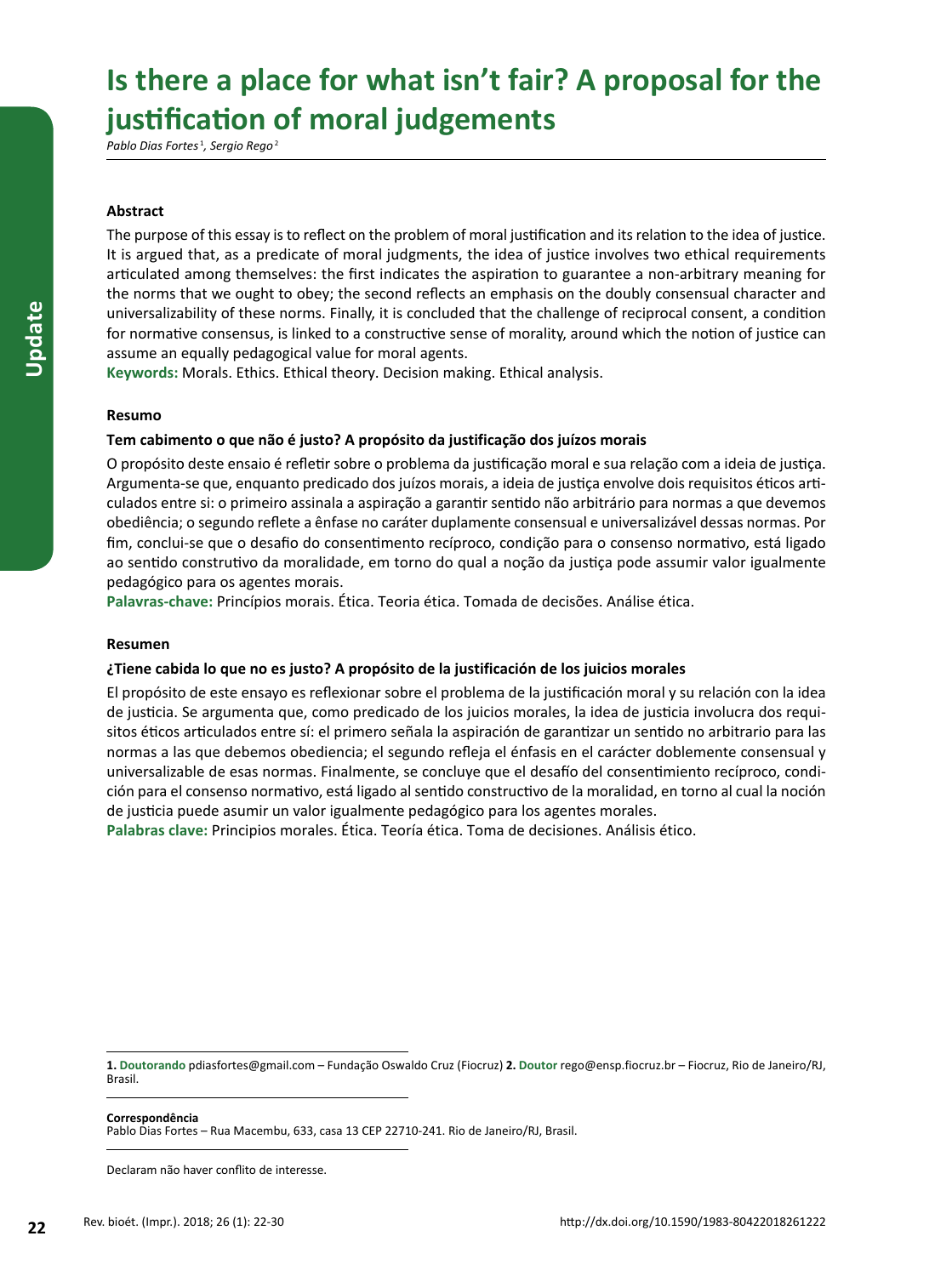# Is there a place for what isn't fair? A proposal for the justification of moral judgements

*Pablo Dias Fortes [1], Sergio Rego [2]*

## Abstract

The purpose of this essay is to reflect on the problem of moral justification and its relation to the idea of justice. It is argued that, as a predicate of moral judgments, the idea of justice involves two ethical requirements articulated among themselves: the first indicates the aspiration to guarantee a non-arbitrary meaning for the norms that we ought to obey; the second reflects an emphasis on the doubly consensual character and universalizability of these norms. Finally, it is concluded that the challenge of reciprocal consent, a condition for normative consensus, is linked to a constructive sense of morality, around which the notion of justice can assume an equally pedagogical value for moral agents.

**Keywords:** Morals. Ethics. Ethical theory. Decision making. Ethical analysis.

## Resumo

**Tem cabimento o que não é justo? A propósito da justificação dos juízos morais**

O propósito deste ensaio é refletir sobre o problema da justificação moral e sua relação com a ideia de justiça. Argumenta-se que, enquanto predicado dos juízos morais, a ideia de justiça envolve dois requisitos éticos articulados entre si: o primeiro assinala a aspiração a garantir sentido não arbitrário para normas a que devemos obediência; o segundo reflete a ênfase no caráter duplamente consensual e universalizável dessas normas. Por fim, conclui-se que o desafio do consentimento recíproco, condição para o consenso normativo, está ligado ao sentido construtivo da moralidade, em torno do qual a noção da justiça pode assumir valor igualmente pedagógico para os agentes morais.

**Palavras-chave:** Princípios morais. Ética. Teoria ética. Tomada de decisões. Análise ética.

## Resumen

**¿Tiene cabida lo que no es justo? A propósito de la justificación de los juicios morales**

El propósito de este ensayo es reflexionar sobre el problema de la justificación moral y su relación con la idea de justicia. Se argumenta que, como predicado de los juicios morales, la idea de justicia involucra dos requisitos éticos articulados entre sí: el primero señala la aspiración de garantizar un sentido no arbitrario para las normas a las que debemos obediencia; el segundo refleja el énfasis en el carácter doblemente consensual y universalizable de esas normas. Finalmente, se concluye que el desafío del consentimiento recíproco, condición para el consenso normativo, está ligado al sentido constructivo de la moralidad, en torno al cual la noción de justicia puede asumir un valor igualmente pedagógico para los agentes morales.

**Palabras clave:** Principios morales. Ética. Teoría ética. Toma de decisiones. Análisis ético.

---

**1. Doutorando** pdiasfortes@gmail.com – Fundação Oswaldo Cruz (Fiocruz) **2. Doutor** rego@ensp.fiocruz.br – Fiocruz, Rio de Janeiro/RJ, Brasil.

**Correspondência**
Pablo Dias Fortes – Rua Macembu, 633, casa 13 CEP 22710-241. Rio de Janeiro/RJ, Brasil.

Declaram não haver conflito de interesse.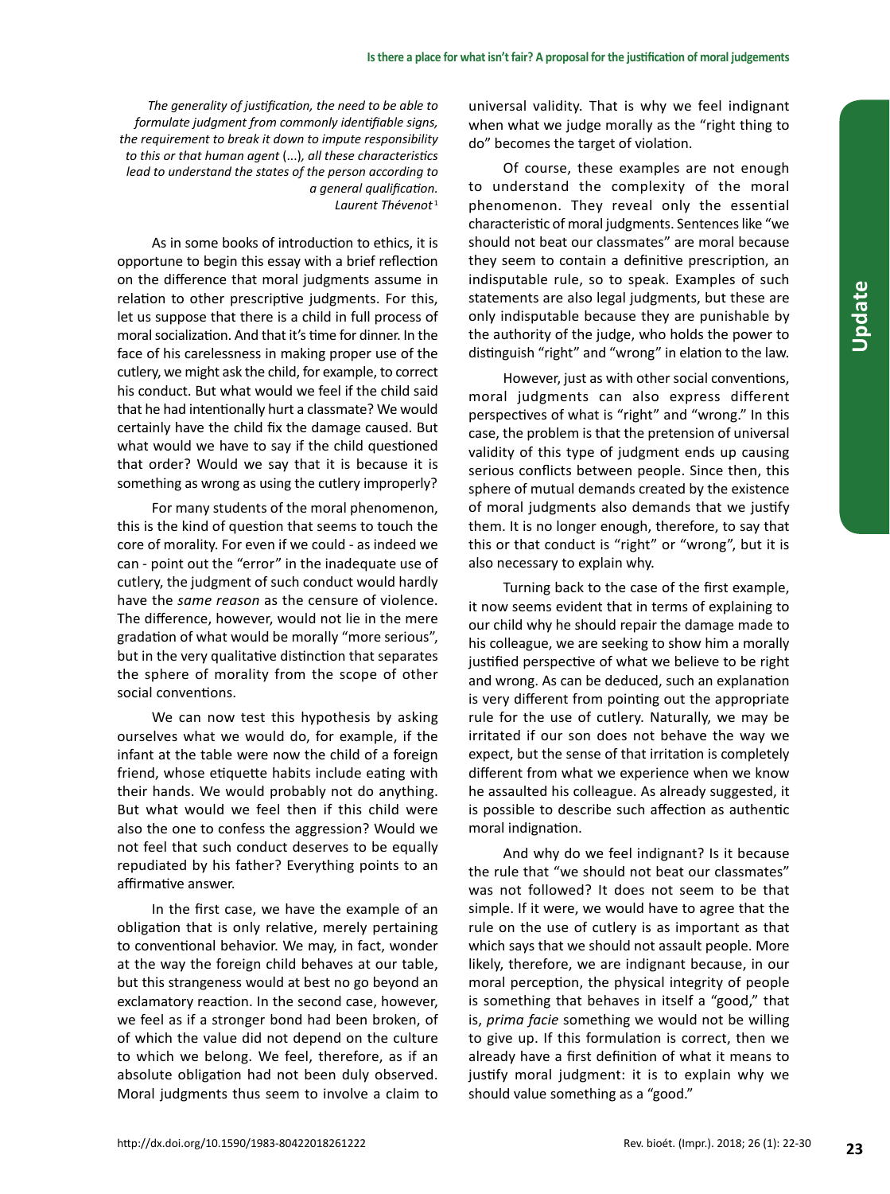*The generality of justification, the need to be able to formulate judgment from commonly identifiable signs, the requirement to break it down to impute responsibility to this or that human agent* (...)*, all these characteristics lead to understand the states of the person according to a general qualification.*
*Laurent Thévenot*[1]

As in some books of introduction to ethics, it is opportune to begin this essay with a brief reflection on the difference that moral judgments assume in relation to other prescriptive judgments. For this, let us suppose that there is a child in full process of moral socialization. And that it's time for dinner. In the face of his carelessness in making proper use of the cutlery, we might ask the child, for example, to correct his conduct. But what would we feel if the child said that he had intentionally hurt a classmate? We would certainly have the child fix the damage caused. But what would we have to say if the child questioned that order? Would we say that it is because it is something as wrong as using the cutlery improperly?

For many students of the moral phenomenon, this is the kind of question that seems to touch the core of morality. For even if we could - as indeed we can - point out the "error" in the inadequate use of cutlery, the judgment of such conduct would hardly have the *same reason* as the censure of violence. The difference, however, would not lie in the mere gradation of what would be morally "more serious", but in the very qualitative distinction that separates the sphere of morality from the scope of other social conventions.

We can now test this hypothesis by asking ourselves what we would do, for example, if the infant at the table were now the child of a foreign friend, whose etiquette habits include eating with their hands. We would probably not do anything. But what would we feel then if this child were also the one to confess the aggression? Would we not feel that such conduct deserves to be equally repudiated by his father? Everything points to an affirmative answer.

In the first case, we have the example of an obligation that is only relative, merely pertaining to conventional behavior. We may, in fact, wonder at the way the foreign child behaves at our table, but this strangeness would at best no go beyond an exclamatory reaction. In the second case, however, we feel as if a stronger bond had been broken, of of which the value did not depend on the culture to which we belong. We feel, therefore, as if an absolute obligation had not been duly observed. Moral judgments thus seem to involve a claim to universal validity. That is why we feel indignant when what we judge morally as the "right thing to do" becomes the target of violation.

Of course, these examples are not enough to understand the complexity of the moral phenomenon. They reveal only the essential characteristic of moral judgments. Sentences like "we should not beat our classmates" are moral because they seem to contain a definitive prescription, an indisputable rule, so to speak. Examples of such statements are also legal judgments, but these are only indisputable because they are punishable by the authority of the judge, who holds the power to distinguish "right" and "wrong" in elation to the law.

However, just as with other social conventions, moral judgments can also express different perspectives of what is "right" and "wrong." In this case, the problem is that the pretension of universal validity of this type of judgment ends up causing serious conflicts between people. Since then, this sphere of mutual demands created by the existence of moral judgments also demands that we justify them. It is no longer enough, therefore, to say that this or that conduct is "right" or "wrong", but it is also necessary to explain why.

Turning back to the case of the first example, it now seems evident that in terms of explaining to our child why he should repair the damage made to his colleague, we are seeking to show him a morally justified perspective of what we believe to be right and wrong. As can be deduced, such an explanation is very different from pointing out the appropriate rule for the use of cutlery. Naturally, we may be irritated if our son does not behave the way we expect, but the sense of that irritation is completely different from what we experience when we know he assaulted his colleague. As already suggested, it is possible to describe such affection as authentic moral indignation.

And why do we feel indignant? Is it because the rule that "we should not beat our classmates" was not followed? It does not seem to be that simple. If it were, we would have to agree that the rule on the use of cutlery is as important as that which says that we should not assault people. More likely, therefore, we are indignant because, in our moral perception, the physical integrity of people is something that behaves in itself a "good," that is, *prima facie* something we would not be willing to give up. If this formulation is correct, then we already have a first definition of what it means to justify moral judgment: it is to explain why we should value something as a "good."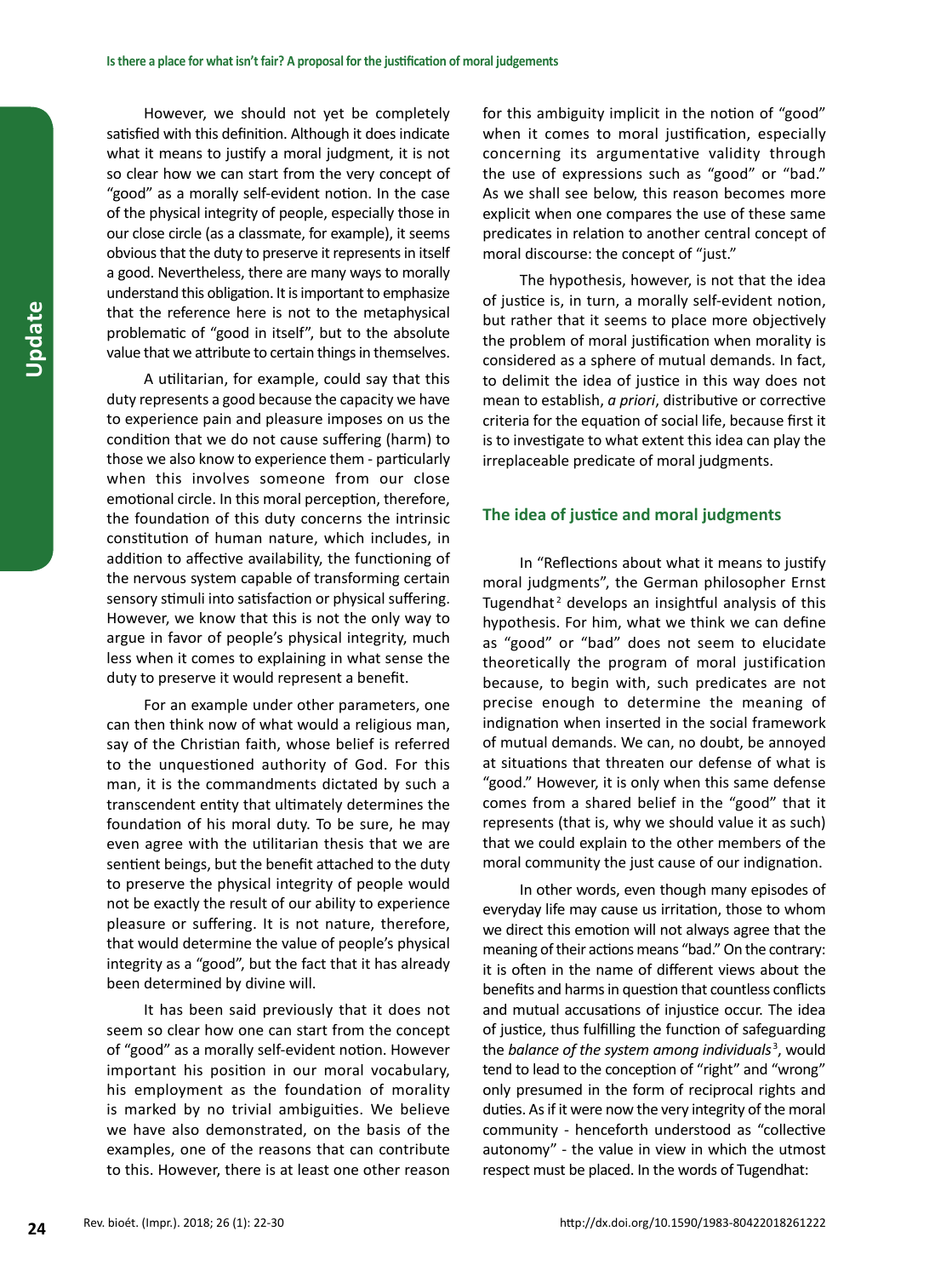However, we should not yet be completely satisfied with this definition. Although it does indicate what it means to justify a moral judgment, it is not so clear how we can start from the very concept of "good" as a morally self-evident notion. In the case of the physical integrity of people, especially those in our close circle (as a classmate, for example), it seems obvious that the duty to preserve it represents in itself a good. Nevertheless, there are many ways to morally understand this obligation. It is important to emphasize that the reference here is not to the metaphysical problematic of "good in itself", but to the absolute value that we attribute to certain things in themselves.

A utilitarian, for example, could say that this duty represents a good because the capacity we have to experience pain and pleasure imposes on us the condition that we do not cause suffering (harm) to those we also know to experience them - particularly when this involves someone from our close emotional circle. In this moral perception, therefore, the foundation of this duty concerns the intrinsic constitution of human nature, which includes, in addition to affective availability, the functioning of the nervous system capable of transforming certain sensory stimuli into satisfaction or physical suffering. However, we know that this is not the only way to argue in favor of people's physical integrity, much less when it comes to explaining in what sense the duty to preserve it would represent a benefit.

For an example under other parameters, one can then think now of what would a religious man, say of the Christian faith, whose belief is referred to the unquestioned authority of God. For this man, it is the commandments dictated by such a transcendent entity that ultimately determines the foundation of his moral duty. To be sure, he may even agree with the utilitarian thesis that we are sentient beings, but the benefit attached to the duty to preserve the physical integrity of people would not be exactly the result of our ability to experience pleasure or suffering. It is not nature, therefore, that would determine the value of people's physical integrity as a "good", but the fact that it has already been determined by divine will.

It has been said previously that it does not seem so clear how one can start from the concept of "good" as a morally self-evident notion. However important his position in our moral vocabulary, his employment as the foundation of morality is marked by no trivial ambiguities. We believe we have also demonstrated, on the basis of the examples, one of the reasons that can contribute to this. However, there is at least one other reason for this ambiguity implicit in the notion of "good" when it comes to moral justification, especially concerning its argumentative validity through the use of expressions such as "good" or "bad." As we shall see below, this reason becomes more explicit when one compares the use of these same predicates in relation to another central concept of moral discourse: the concept of "just."

The hypothesis, however, is not that the idea of justice is, in turn, a morally self-evident notion, but rather that it seems to place more objectively the problem of moral justification when morality is considered as a sphere of mutual demands. In fact, to delimit the idea of justice in this way does not mean to establish, *a priori*, distributive or corrective criteria for the equation of social life, because first it is to investigate to what extent this idea can play the irreplaceable predicate of moral judgments.

## The idea of justice and moral judgments

In "Reflections about what it means to justify moral judgments", the German philosopher Ernst Tugendhat[2] develops an insightful analysis of this hypothesis. For him, what we think we can define as "good" or "bad" does not seem to elucidate theoretically the program of moral justification because, to begin with, such predicates are not precise enough to determine the meaning of indignation when inserted in the social framework of mutual demands. We can, no doubt, be annoyed at situations that threaten our defense of what is "good." However, it is only when this same defense comes from a shared belief in the "good" that it represents (that is, why we should value it as such) that we could explain to the other members of the moral community the just cause of our indignation.

In other words, even though many episodes of everyday life may cause us irritation, those to whom we direct this emotion will not always agree that the meaning of their actions means "bad." On the contrary: it is often in the name of different views about the benefits and harms in question that countless conflicts and mutual accusations of injustice occur. The idea of justice, thus fulfilling the function of safeguarding the *balance of the system among individuals*[3], would tend to lead to the conception of "right" and "wrong" only presumed in the form of reciprocal rights and duties. As if it were now the very integrity of the moral community - henceforth understood as "collective autonomy" - the value in view in which the utmost respect must be placed. In the words of Tugendhat: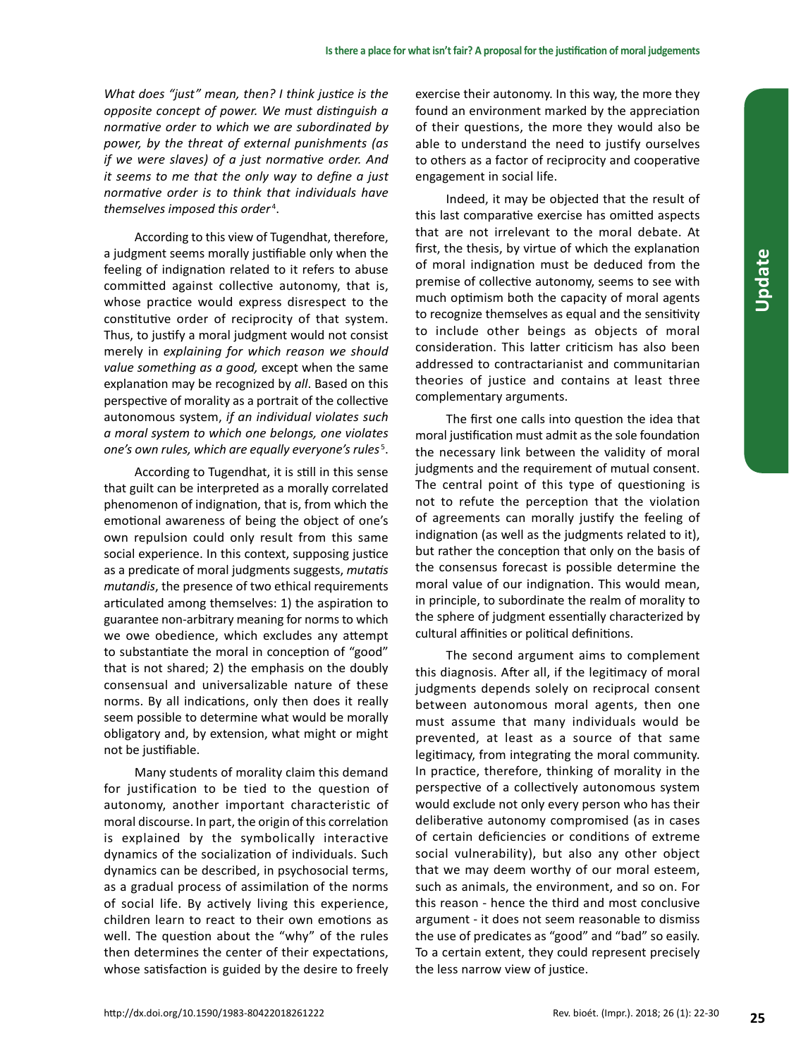*What does "just" mean, then? I think justice is the opposite concept of power. We must distinguish a normative order to which we are subordinated by power, by the threat of external punishments (as if we were slaves) of a just normative order. And it seems to me that the only way to define a just normative order is to think that individuals have themselves imposed this order*[4].

According to this view of Tugendhat, therefore, a judgment seems morally justifiable only when the feeling of indignation related to it refers to abuse committed against collective autonomy, that is, whose practice would express disrespect to the constitutive order of reciprocity of that system. Thus, to justify a moral judgment would not consist merely in *explaining for which reason we should value something as a good,* except when the same explanation may be recognized by *all*. Based on this perspective of morality as a portrait of the collective autonomous system, *if an individual violates such a moral system to which one belongs, one violates one's own rules, which are equally everyone's rules*[5].

According to Tugendhat, it is still in this sense that guilt can be interpreted as a morally correlated phenomenon of indignation, that is, from which the emotional awareness of being the object of one's own repulsion could only result from this same social experience. In this context, supposing justice as a predicate of moral judgments suggests, *mutatis mutandis*, the presence of two ethical requirements articulated among themselves: 1) the aspiration to guarantee non-arbitrary meaning for norms to which we owe obedience, which excludes any attempt to substantiate the moral in conception of "good" that is not shared; 2) the emphasis on the doubly consensual and universalizable nature of these norms. By all indications, only then does it really seem possible to determine what would be morally obligatory and, by extension, what might or might not be justifiable.

Many students of morality claim this demand for justification to be tied to the question of autonomy, another important characteristic of moral discourse. In part, the origin of this correlation is explained by the symbolically interactive dynamics of the socialization of individuals. Such dynamics can be described, in psychosocial terms, as a gradual process of assimilation of the norms of social life. By actively living this experience, children learn to react to their own emotions as well. The question about the "why" of the rules then determines the center of their expectations, whose satisfaction is guided by the desire to freely exercise their autonomy. In this way, the more they found an environment marked by the appreciation of their questions, the more they would also be able to understand the need to justify ourselves to others as a factor of reciprocity and cooperative engagement in social life.

Indeed, it may be objected that the result of this last comparative exercise has omitted aspects that are not irrelevant to the moral debate. At first, the thesis, by virtue of which the explanation of moral indignation must be deduced from the premise of collective autonomy, seems to see with much optimism both the capacity of moral agents to recognize themselves as equal and the sensitivity to include other beings as objects of moral consideration. This latter criticism has also been addressed to contractarianist and communitarian theories of justice and contains at least three complementary arguments.

The first one calls into question the idea that moral justification must admit as the sole foundation the necessary link between the validity of moral judgments and the requirement of mutual consent. The central point of this type of questioning is not to refute the perception that the violation of agreements can morally justify the feeling of indignation (as well as the judgments related to it), but rather the conception that only on the basis of the consensus forecast is possible determine the moral value of our indignation. This would mean, in principle, to subordinate the realm of morality to the sphere of judgment essentially characterized by cultural affinities or political definitions.

The second argument aims to complement this diagnosis. After all, if the legitimacy of moral judgments depends solely on reciprocal consent between autonomous moral agents, then one must assume that many individuals would be prevented, at least as a source of that same legitimacy, from integrating the moral community. In practice, therefore, thinking of morality in the perspective of a collectively autonomous system would exclude not only every person who has their deliberative autonomy compromised (as in cases of certain deficiencies or conditions of extreme social vulnerability), but also any other object that we may deem worthy of our moral esteem, such as animals, the environment, and so on. For this reason - hence the third and most conclusive argument - it does not seem reasonable to dismiss the use of predicates as "good" and "bad" so easily. To a certain extent, they could represent precisely the less narrow view of justice.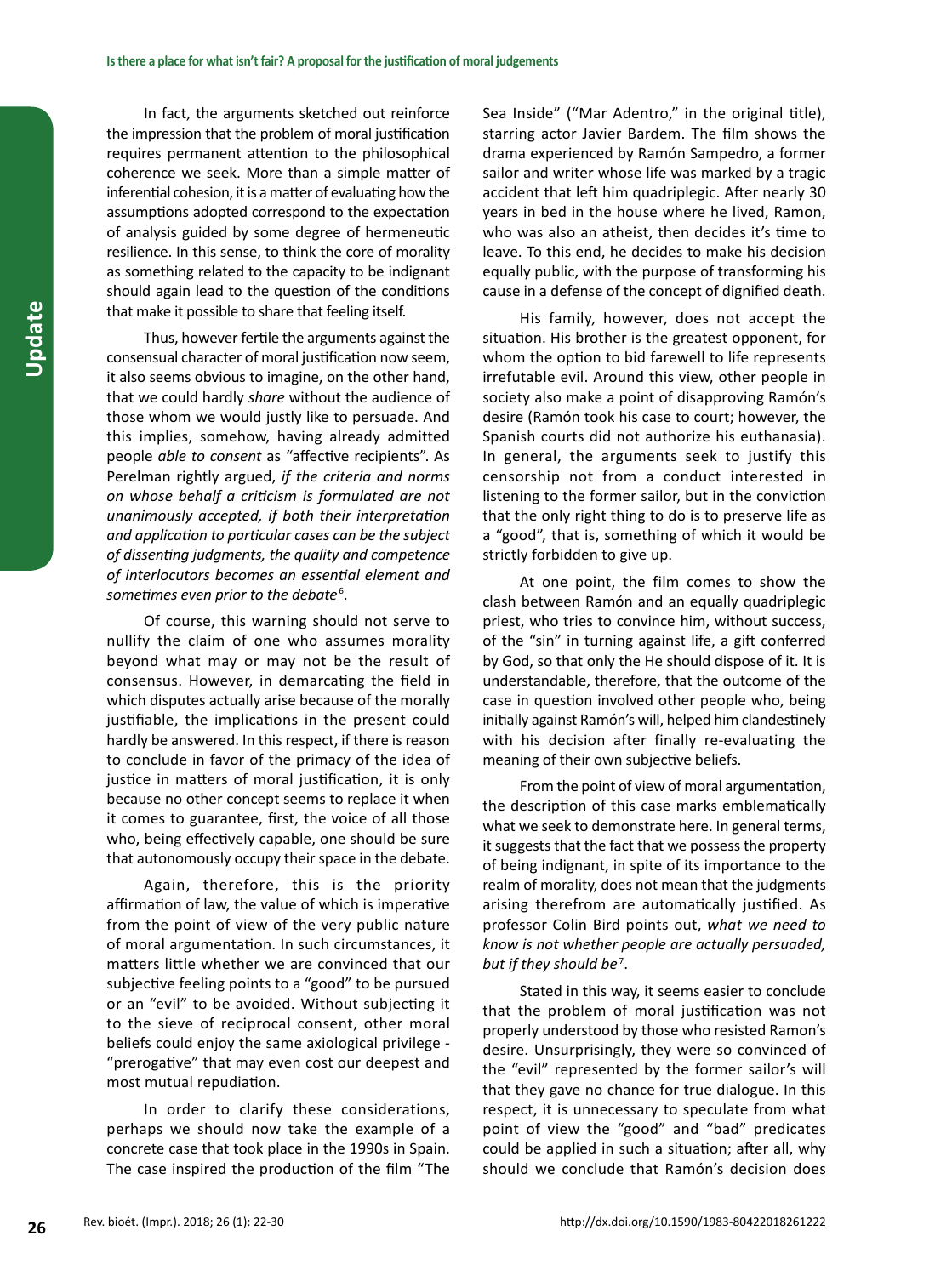In fact, the arguments sketched out reinforce the impression that the problem of moral justification requires permanent attention to the philosophical coherence we seek. More than a simple matter of inferential cohesion, it is a matter of evaluating how the assumptions adopted correspond to the expectation of analysis guided by some degree of hermeneutic resilience. In this sense, to think the core of morality as something related to the capacity to be indignant should again lead to the question of the conditions that make it possible to share that feeling itself.

Thus, however fertile the arguments against the consensual character of moral justification now seem, it also seems obvious to imagine, on the other hand, that we could hardly *share* without the audience of those whom we would justly like to persuade. And this implies, somehow, having already admitted people *able to consent* as "affective recipients". As Perelman rightly argued, *if the criteria and norms on whose behalf a criticism is formulated are not unanimously accepted, if both their interpretation and application to particular cases can be the subject of dissenting judgments, the quality and competence of interlocutors becomes an essential element and sometimes even prior to the debate*[6].

Of course, this warning should not serve to nullify the claim of one who assumes morality beyond what may or may not be the result of consensus. However, in demarcating the field in which disputes actually arise because of the morally justifiable, the implications in the present could hardly be answered. In this respect, if there is reason to conclude in favor of the primacy of the idea of justice in matters of moral justification, it is only because no other concept seems to replace it when it comes to guarantee, first, the voice of all those who, being effectively capable, one should be sure that autonomously occupy their space in the debate.

Again, therefore, this is the priority affirmation of law, the value of which is imperative from the point of view of the very public nature of moral argumentation. In such circumstances, it matters little whether we are convinced that our subjective feeling points to a "good" to be pursued or an "evil" to be avoided. Without subjecting it to the sieve of reciprocal consent, other moral beliefs could enjoy the same axiological privilege - "prerogative" that may even cost our deepest and most mutual repudiation.

In order to clarify these considerations, perhaps we should now take the example of a concrete case that took place in the 1990s in Spain. The case inspired the production of the film "The Sea Inside" ("Mar Adentro," in the original title), starring actor Javier Bardem. The film shows the drama experienced by Ramón Sampedro, a former sailor and writer whose life was marked by a tragic accident that left him quadriplegic. After nearly 30 years in bed in the house where he lived, Ramon, who was also an atheist, then decides it's time to leave. To this end, he decides to make his decision equally public, with the purpose of transforming his cause in a defense of the concept of dignified death.

His family, however, does not accept the situation. His brother is the greatest opponent, for whom the option to bid farewell to life represents irrefutable evil. Around this view, other people in society also make a point of disapproving Ramón's desire (Ramón took his case to court; however, the Spanish courts did not authorize his euthanasia). In general, the arguments seek to justify this censorship not from a conduct interested in listening to the former sailor, but in the conviction that the only right thing to do is to preserve life as a "good", that is, something of which it would be strictly forbidden to give up.

At one point, the film comes to show the clash between Ramón and an equally quadriplegic priest, who tries to convince him, without success, of the "sin" in turning against life, a gift conferred by God, so that only the He should dispose of it. It is understandable, therefore, that the outcome of the case in question involved other people who, being initially against Ramón's will, helped him clandestinely with his decision after finally re-evaluating the meaning of their own subjective beliefs.

From the point of view of moral argumentation, the description of this case marks emblematically what we seek to demonstrate here. In general terms, it suggests that the fact that we possess the property of being indignant, in spite of its importance to the realm of morality, does not mean that the judgments arising therefrom are automatically justified. As professor Colin Bird points out, *what we need to know is not whether people are actually persuaded, but if they should be*[7].

Stated in this way, it seems easier to conclude that the problem of moral justification was not properly understood by those who resisted Ramon's desire. Unsurprisingly, they were so convinced of the "evil" represented by the former sailor's will that they gave no chance for true dialogue. In this respect, it is unnecessary to speculate from what point of view the "good" and "bad" predicates could be applied in such a situation; after all, why should we conclude that Ramón's decision does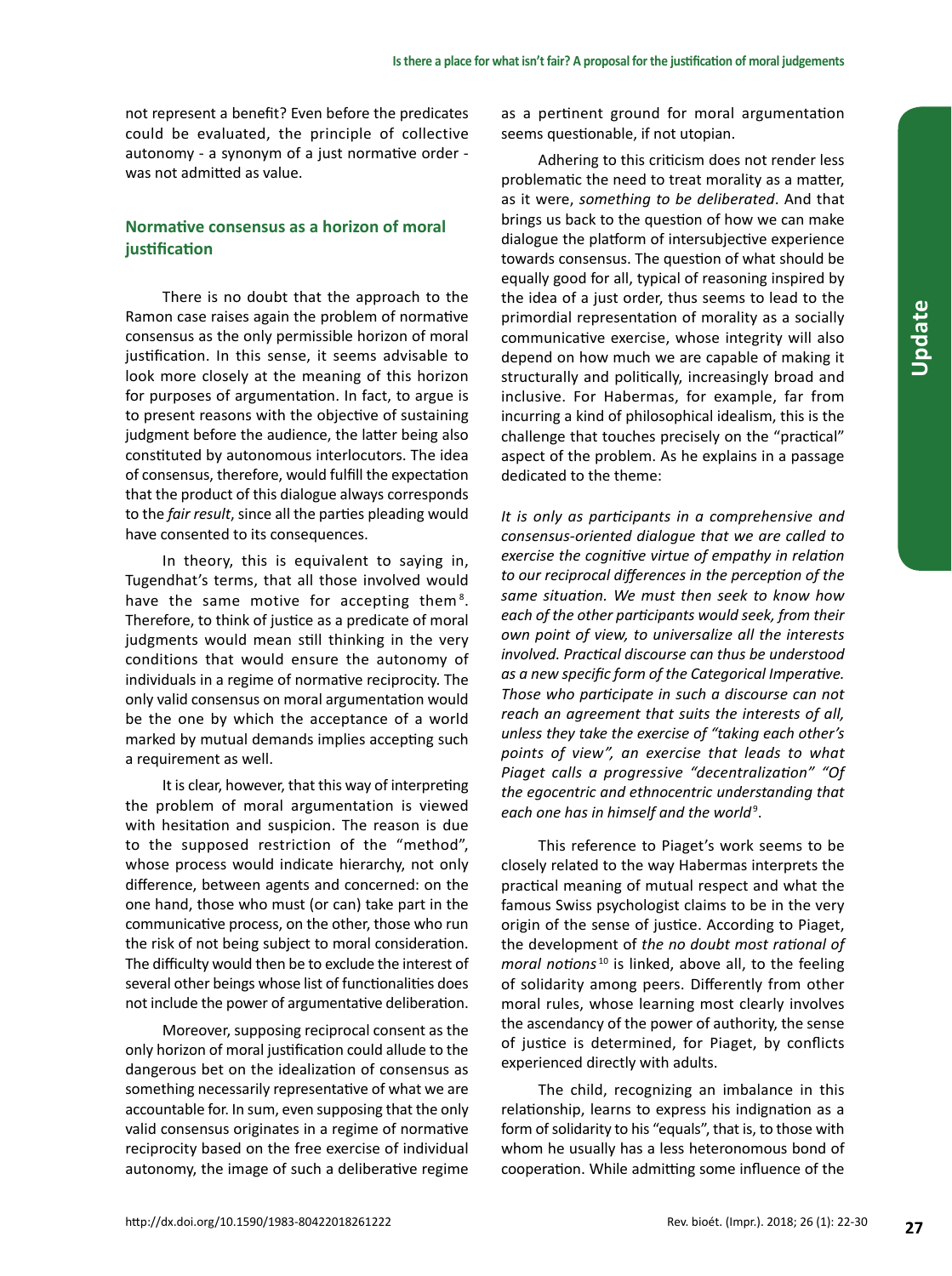not represent a benefit? Even before the predicates could be evaluated, the principle of collective autonomy - a synonym of a just normative order - was not admitted as value.

## Normative consensus as a horizon of moral justification

There is no doubt that the approach to the Ramon case raises again the problem of normative consensus as the only permissible horizon of moral justification. In this sense, it seems advisable to look more closely at the meaning of this horizon for purposes of argumentation. In fact, to argue is to present reasons with the objective of sustaining judgment before the audience, the latter being also constituted by autonomous interlocutors. The idea of consensus, therefore, would fulfill the expectation that the product of this dialogue always corresponds to the *fair result*, since all the parties pleading would have consented to its consequences.

In theory, this is equivalent to saying in, Tugendhat's terms, that all those involved would have the same motive for accepting them[8]. Therefore, to think of justice as a predicate of moral judgments would mean still thinking in the very conditions that would ensure the autonomy of individuals in a regime of normative reciprocity. The only valid consensus on moral argumentation would be the one by which the acceptance of a world marked by mutual demands implies accepting such a requirement as well.

It is clear, however, that this way of interpreting the problem of moral argumentation is viewed with hesitation and suspicion. The reason is due to the supposed restriction of the "method", whose process would indicate hierarchy, not only difference, between agents and concerned: on the one hand, those who must (or can) take part in the communicative process, on the other, those who run the risk of not being subject to moral consideration. The difficulty would then be to exclude the interest of several other beings whose list of functionalities does not include the power of argumentative deliberation.

Moreover, supposing reciprocal consent as the only horizon of moral justification could allude to the dangerous bet on the idealization of consensus as something necessarily representative of what we are accountable for. In sum, even supposing that the only valid consensus originates in a regime of normative reciprocity based on the free exercise of individual autonomy, the image of such a deliberative regime as a pertinent ground for moral argumentation seems questionable, if not utopian.

Adhering to this criticism does not render less problematic the need to treat morality as a matter, as it were, *something to be deliberated*. And that brings us back to the question of how we can make dialogue the platform of intersubjective experience towards consensus. The question of what should be equally good for all, typical of reasoning inspired by the idea of a just order, thus seems to lead to the primordial representation of morality as a socially communicative exercise, whose integrity will also depend on how much we are capable of making it structurally and politically, increasingly broad and inclusive. For Habermas, for example, far from incurring a kind of philosophical idealism, this is the challenge that touches precisely on the "practical" aspect of the problem. As he explains in a passage dedicated to the theme:

*It is only as participants in a comprehensive and consensus-oriented dialogue that we are called to exercise the cognitive virtue of empathy in relation to our reciprocal differences in the perception of the same situation. We must then seek to know how each of the other participants would seek, from their own point of view, to universalize all the interests involved. Practical discourse can thus be understood as a new specific form of the Categorical Imperative. Those who participate in such a discourse can not reach an agreement that suits the interests of all, unless they take the exercise of "taking each other's points of view", an exercise that leads to what Piaget calls a progressive "decentralization" "Of the egocentric and ethnocentric understanding that each one has in himself and the world*[9].

This reference to Piaget's work seems to be closely related to the way Habermas interprets the practical meaning of mutual respect and what the famous Swiss psychologist claims to be in the very origin of the sense of justice. According to Piaget, the development of *the no doubt most rational of moral notions*[10] is linked, above all, to the feeling of solidarity among peers. Differently from other moral rules, whose learning most clearly involves the ascendancy of the power of authority, the sense of justice is determined, for Piaget, by conflicts experienced directly with adults.

The child, recognizing an imbalance in this relationship, learns to express his indignation as a form of solidarity to his "equals", that is, to those with whom he usually has a less heteronomous bond of cooperation. While admitting some influence of the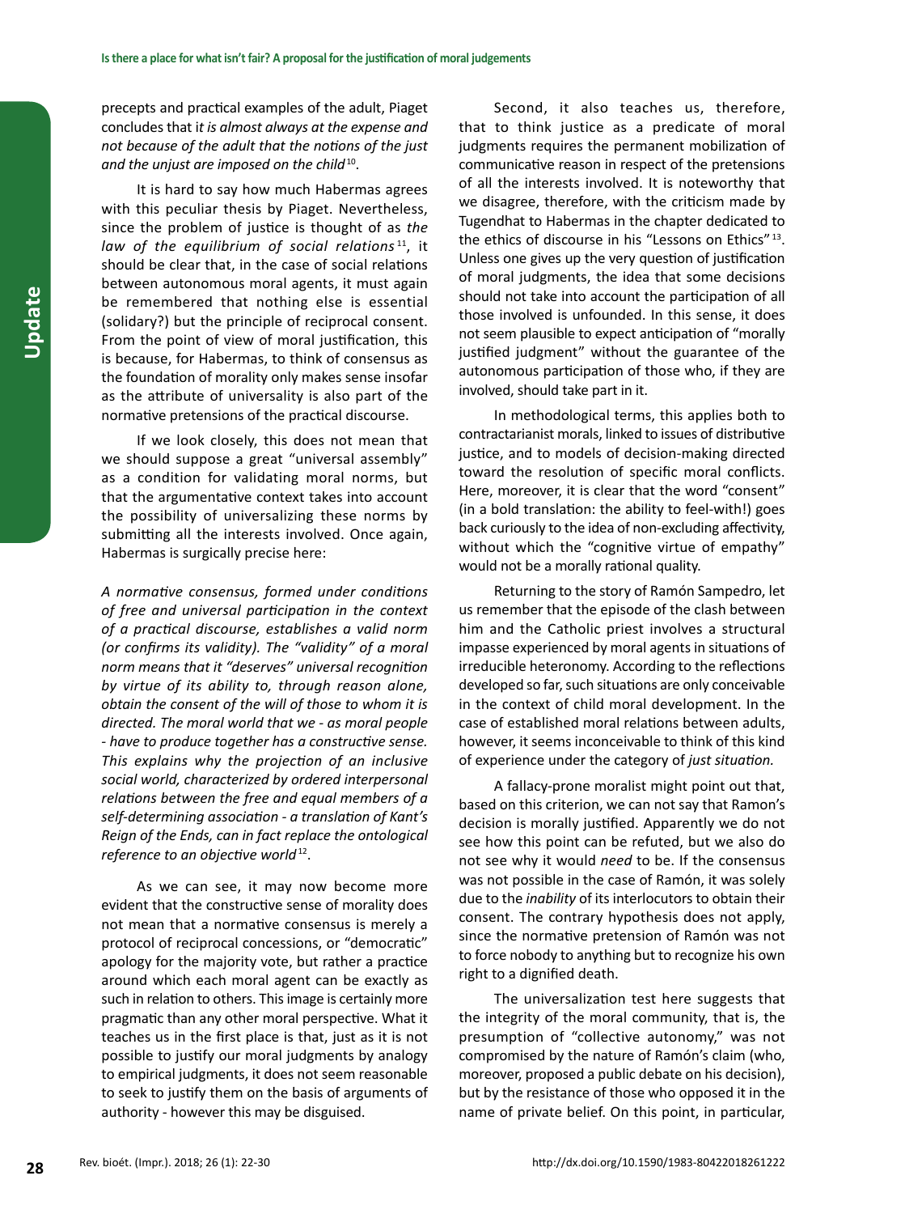precepts and practical examples of the adult, Piaget concludes that i*t is almost always at the expense and not because of the adult that the notions of the just and the unjust are imposed on the child*[10].

It is hard to say how much Habermas agrees with this peculiar thesis by Piaget. Nevertheless, since the problem of justice is thought of as *the law of the equilibrium of social relations*[11], it should be clear that, in the case of social relations between autonomous moral agents, it must again be remembered that nothing else is essential (solidary?) but the principle of reciprocal consent. From the point of view of moral justification, this is because, for Habermas, to think of consensus as the foundation of morality only makes sense insofar as the attribute of universality is also part of the normative pretensions of the practical discourse.

If we look closely, this does not mean that we should suppose a great "universal assembly" as a condition for validating moral norms, but that the argumentative context takes into account the possibility of universalizing these norms by submitting all the interests involved. Once again, Habermas is surgically precise here:

*A normative consensus, formed under conditions of free and universal participation in the context of a practical discourse, establishes a valid norm (or confirms its validity). The "validity" of a moral norm means that it "deserves" universal recognition by virtue of its ability to, through reason alone, obtain the consent of the will of those to whom it is directed. The moral world that we - as moral people - have to produce together has a constructive sense. This explains why the projection of an inclusive social world, characterized by ordered interpersonal relations between the free and equal members of a self-determining association - a translation of Kant's Reign of the Ends, can in fact replace the ontological reference to an objective world*[12].

As we can see, it may now become more evident that the constructive sense of morality does not mean that a normative consensus is merely a protocol of reciprocal concessions, or "democratic" apology for the majority vote, but rather a practice around which each moral agent can be exactly as such in relation to others. This image is certainly more pragmatic than any other moral perspective. What it teaches us in the first place is that, just as it is not possible to justify our moral judgments by analogy to empirical judgments, it does not seem reasonable to seek to justify them on the basis of arguments of authority - however this may be disguised.

Second, it also teaches us, therefore, that to think justice as a predicate of moral judgments requires the permanent mobilization of communicative reason in respect of the pretensions of all the interests involved. It is noteworthy that we disagree, therefore, with the criticism made by Tugendhat to Habermas in the chapter dedicated to the ethics of discourse in his "Lessons on Ethics"[13]. Unless one gives up the very question of justification of moral judgments, the idea that some decisions should not take into account the participation of all those involved is unfounded. In this sense, it does not seem plausible to expect anticipation of "morally justified judgment" without the guarantee of the autonomous participation of those who, if they are involved, should take part in it.

In methodological terms, this applies both to contractarianist morals, linked to issues of distributive justice, and to models of decision-making directed toward the resolution of specific moral conflicts. Here, moreover, it is clear that the word "consent" (in a bold translation: the ability to feel-with!) goes back curiously to the idea of non-excluding affectivity, without which the "cognitive virtue of empathy" would not be a morally rational quality.

Returning to the story of Ramón Sampedro, let us remember that the episode of the clash between him and the Catholic priest involves a structural impasse experienced by moral agents in situations of irreducible heteronomy. According to the reflections developed so far, such situations are only conceivable in the context of child moral development. In the case of established moral relations between adults, however, it seems inconceivable to think of this kind of experience under the category of *just situation.*

A fallacy-prone moralist might point out that, based on this criterion, we can not say that Ramon's decision is morally justified. Apparently we do not see how this point can be refuted, but we also do not see why it would *need* to be. If the consensus was not possible in the case of Ramón, it was solely due to the *inability* of its interlocutors to obtain their consent. The contrary hypothesis does not apply, since the normative pretension of Ramón was not to force nobody to anything but to recognize his own right to a dignified death.

The universalization test here suggests that the integrity of the moral community, that is, the presumption of "collective autonomy," was not compromised by the nature of Ramón's claim (who, moreover, proposed a public debate on his decision), but by the resistance of those who opposed it in the name of private belief. On this point, in particular,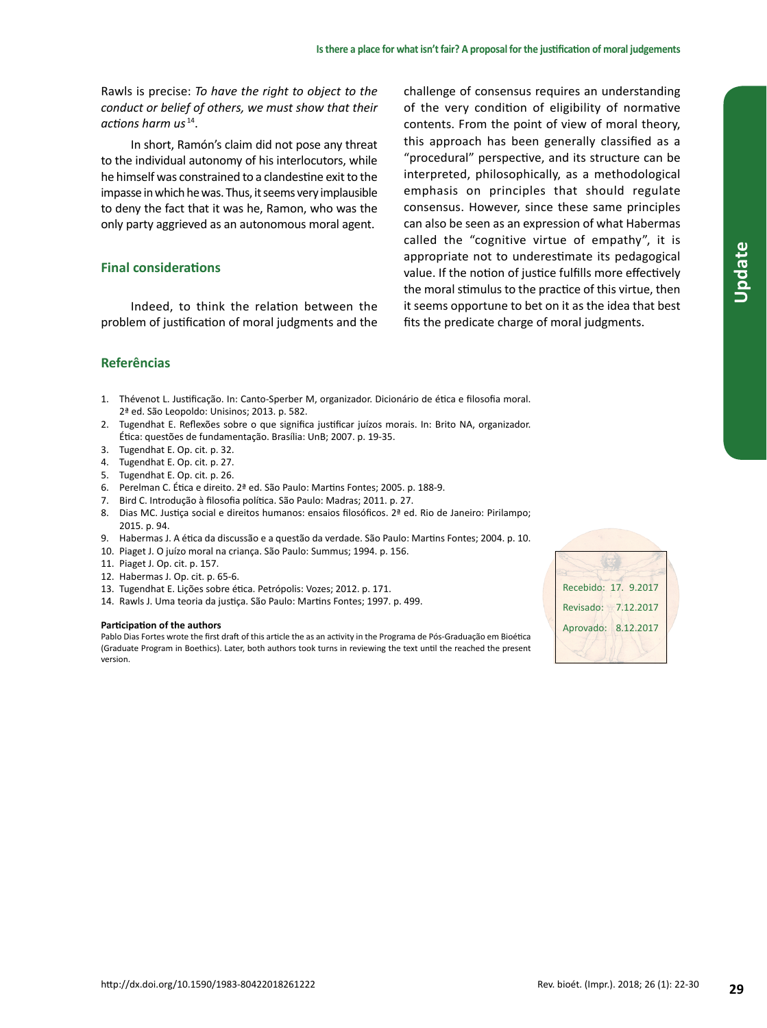Rawls is precise: *To have the right to object to the conduct or belief of others, we must show that their actions harm us*[14].

In short, Ramón's claim did not pose any threat to the individual autonomy of his interlocutors, while he himself was constrained to a clandestine exit to the impasse in which he was. Thus, it seems very implausible to deny the fact that it was he, Ramon, who was the only party aggrieved as an autonomous moral agent.

## Final considerations

Indeed, to think the relation between the problem of justification of moral judgments and the challenge of consensus requires an understanding of the very condition of eligibility of normative contents. From the point of view of moral theory, this approach has been generally classified as a "procedural" perspective, and its structure can be interpreted, philosophically, as a methodological emphasis on principles that should regulate consensus. However, since these same principles can also be seen as an expression of what Habermas called the "cognitive virtue of empathy", it is appropriate not to underestimate its pedagogical value. If the notion of justice fulfills more effectively the moral stimulus to the practice of this virtue, then it seems opportune to bet on it as the idea that best fits the predicate charge of moral judgments.

## Referências

1. Thévenot L. Justificação. In: Canto-Sperber M, organizador. Dicionário de ética e filosofia moral. 2ª ed. São Leopoldo: Unisinos; 2013. p. 582.
2. Tugendhat E. Reflexões sobre o que significa justificar juízos morais. In: Brito NA, organizador. Ética: questões de fundamentação. Brasília: UnB; 2007. p. 19-35.
3. Tugendhat E. Op. cit. p. 32.
4. Tugendhat E. Op. cit. p. 27.
5. Tugendhat E. Op. cit. p. 26.
6. Perelman C. Ética e direito. 2ª ed. São Paulo: Martins Fontes; 2005. p. 188-9.
7. Bird C. Introdução à filosofia política. São Paulo: Madras; 2011. p. 27.
8. Dias MC. Justiça social e direitos humanos: ensaios filosóficos. 2ª ed. Rio de Janeiro: Pirilampo; 2015. p. 94.
9. Habermas J. A ética da discussão e a questão da verdade. São Paulo: Martins Fontes; 2004. p. 10.
10. Piaget J. O juízo moral na criança. São Paulo: Summus; 1994. p. 156.
11. Piaget J. Op. cit. p. 157.
12. Habermas J. Op. cit. p. 65-6.
13. Tugendhat E. Lições sobre ética. Petrópolis: Vozes; 2012. p. 171.
14. Rawls J. Uma teoria da justiça. São Paulo: Martins Fontes; 1997. p. 499.

**Participation of the authors**

Pablo Dias Fortes wrote the first draft of this article the as an activity in the Programa de Pós-Graduação em Bioética (Graduate Program in Boethics). Later, both authors took turns in reviewing the text until the reached the present version.

Recebido: 17. 9.2017
Revisado: 7.12.2017
Aprovado: 8.12.2017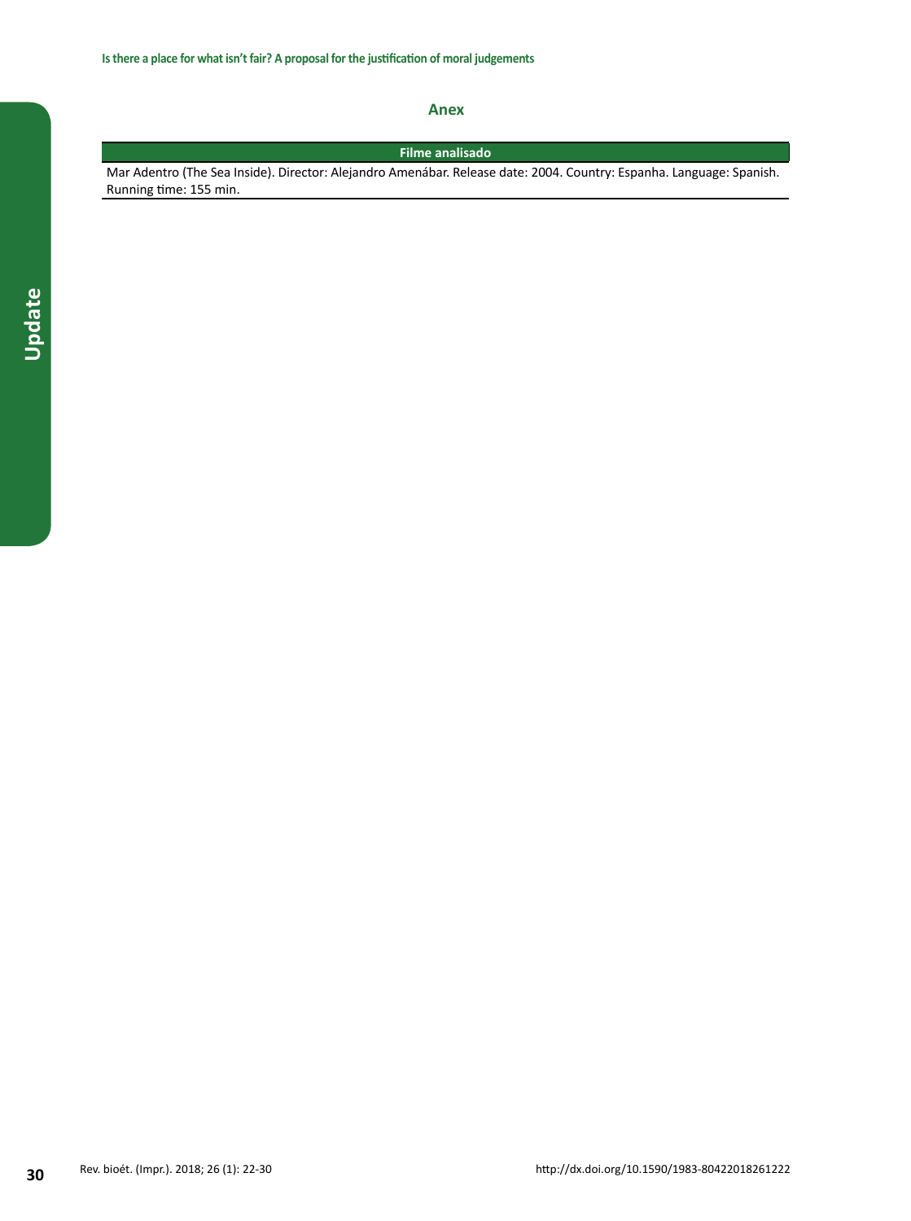## Anex

| Filme analisado |
|---|
| Mar Adentro (The Sea Inside). Director: Alejandro Amenábar. Release date: 2004. Country: Espanha. Language: Spanish. Running time: 155 min. |